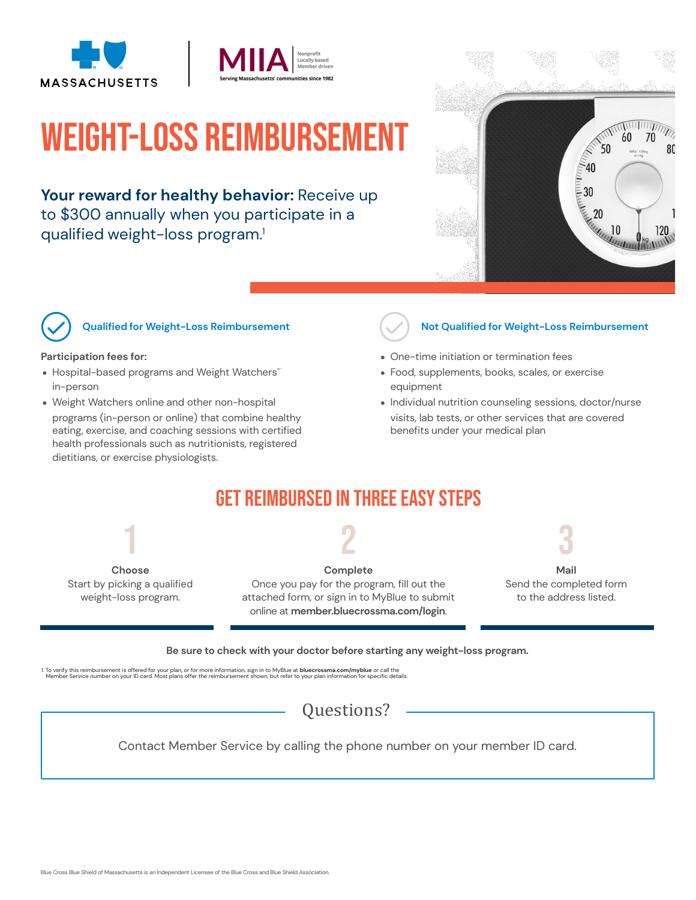MASSACHUSETTS

MIIA Nonprofit Locally based Member driven
Serving Massachusetts' communities since 1982

# WEIGHT-LOSS REIMBURSEMENT

**Your reward for healthy behavior:** Receive up to $300 annually when you participate in a qualified weight-loss program.[1]

### Qualified for Weight-Loss Reimbursement

**Participation fees for:**

- Hospital-based programs and Weight Watchers®* in-person
- Weight Watchers online and other non-hospital programs (in-person or online) that combine healthy eating, exercise, and coaching sessions with certified health professionals such as nutritionists, registered dietitians, or exercise physiologists.

### Not Qualified for Weight-Loss Reimbursement

- One-time initiation or termination fees
- Food, supplements, books, scales, or exercise equipment
- Individual nutrition counseling sessions, doctor/nurse visits, lab tests, or other services that are covered benefits under your medical plan

## GET REIMBURSED IN THREE EASY STEPS

**1**

**Choose**
Start by picking a qualified weight-loss program.

**2**

**Complete**
Once you pay for the program, fill out the attached form, or sign in to MyBlue to submit online at **member.bluecrossma.com/login**.

**3**

**Mail**
Send the completed form to the address listed.

**Be sure to check with your doctor before starting any weight-loss program.**

1. To verify this reimbursement is offered for your plan, or for more information, sign in to MyBlue at **bluecrossma.com/myblue** or call the Member Service number on your ID card. Most plans offer the reimbursement shown, but refer to your plan information for specific details.

## Questions?

Contact Member Service by calling the phone number on your member ID card.

Blue Cross Blue Shield of Massachusetts is an Independent Licensee of the Blue Cross and Blue Shield Association.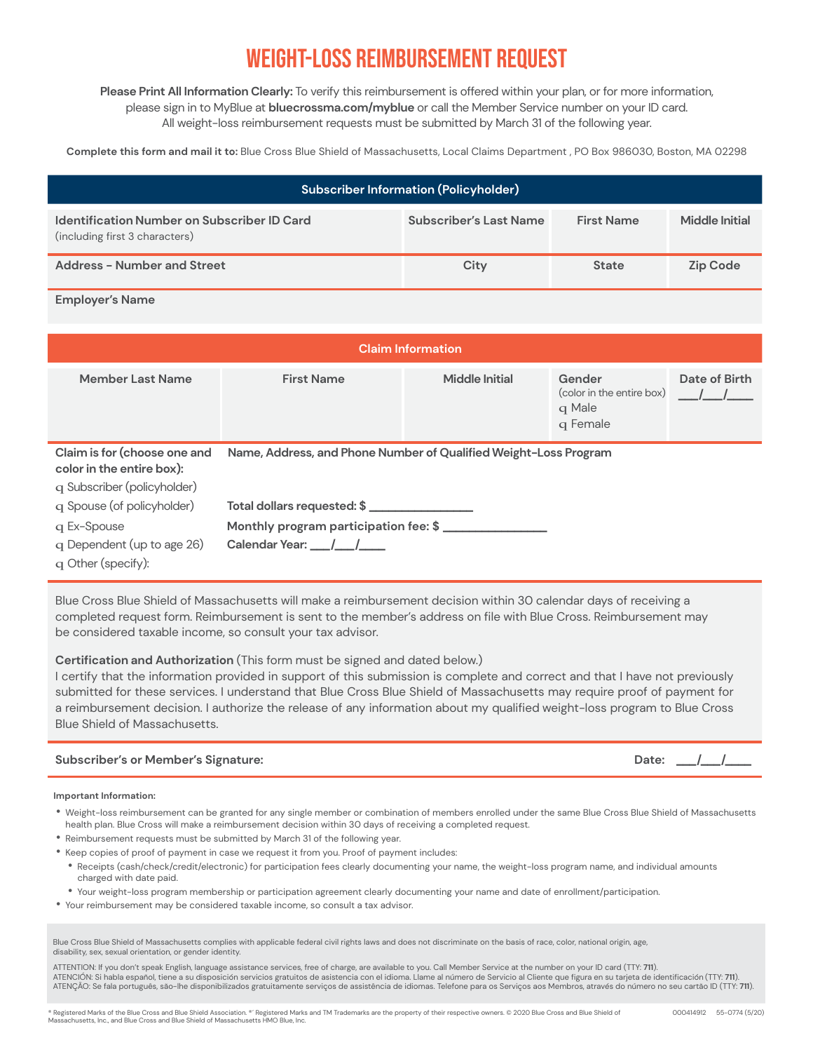# WEIGHT-LOSS REIMBURSEMENT REQUEST

**Please Print All Information Clearly:** To verify this reimbursement is offered within your plan, or for more information, please sign in to MyBlue at **bluecrossma.com/myblue** or call the Member Service number on your ID card. All weight-loss reimbursement requests must be submitted by March 31 of the following year.

**Complete this form and mail it to:** Blue Cross Blue Shield of Massachusetts, Local Claims Department , PO Box 986030, Boston, MA 02298

## Subscriber Information (Policyholder)

| Identification Number on Subscriber ID Card (including first 3 characters) | Subscriber's Last Name | First Name | Middle Initial |
|---|---|---|---|
| **Address - Number and Street** | **City** | **State** | **Zip Code** |
| **Employer's Name** | | | |

## Claim Information

| Member Last Name | First Name | Middle Initial | Gender (color in the entire box) q Male q Female | Date of Birth \_\_\_/\_\_\_/\_\_\_\_ |
|---|---|---|---|---|

**Claim is for (choose one and color in the entire box):**

q Subscriber (policyholder)
q Spouse (of policyholder)
q Ex-Spouse
q Dependent (up to age 26)
q Other (specify):

**Name, Address, and Phone Number of Qualified Weight-Loss Program**

**Total dollars requested: $** \_\_\_\_\_\_\_\_\_\_\_\_\_\_\_\_

**Monthly program participation fee: $** \_\_\_\_\_\_\_\_\_\_\_\_\_\_\_\_

**Calendar Year:** \_\_\_/\_\_\_/\_\_\_\_

Blue Cross Blue Shield of Massachusetts will make a reimbursement decision within 30 calendar days of receiving a completed request form. Reimbursement is sent to the member's address on file with Blue Cross. Reimbursement may be considered taxable income, so consult your tax advisor.

**Certification and Authorization** (This form must be signed and dated below.)
I certify that the information provided in support of this submission is complete and correct and that I have not previously submitted for these services. I understand that Blue Cross Blue Shield of Massachusetts may require proof of payment for a reimbursement decision. I authorize the release of any information about my qualified weight-loss program to Blue Cross Blue Shield of Massachusetts.

**Subscriber's or Member's Signature:** **Date:** \_\_\_/\_\_\_/\_\_\_\_

**Important Information:**

- Weight-loss reimbursement can be granted for any single member or combination of members enrolled under the same Blue Cross Blue Shield of Massachusetts health plan. Blue Cross will make a reimbursement decision within 30 days of receiving a completed request.
- Reimbursement requests must be submitted by March 31 of the following year.
- Keep copies of proof of payment in case we request it from you. Proof of payment includes:
  - Receipts (cash/check/credit/electronic) for participation fees clearly documenting your name, the weight-loss program name, and individual amounts charged with date paid.
  - Your weight-loss program membership or participation agreement clearly documenting your name and date of enrollment/participation.
- Your reimbursement may be considered taxable income, so consult a tax advisor.

Blue Cross Blue Shield of Massachusetts complies with applicable federal civil rights laws and does not discriminate on the basis of race, color, national origin, age, disability, sex, sexual orientation, or gender identity.

ATTENTION: If you don't speak English, language assistance services, free of charge, are available to you. Call Member Service at the number on your ID card (TTY: **711**).
ATENCIÓN: Si habla español, tiene a su disposición servicios gratuitos de asistencia con el idioma. Llame al número de Servicio al Cliente que figura en su tarjeta de identificación (TTY: **711**).
ATENÇÃO: Se fala português, são-lhe disponibilizados gratuitamente serviços de assistência de idiomas. Telefone para os Serviços aos Membros, através do número no seu cartão ID (TTY: **711**).

® Registered Marks of the Blue Cross and Blue Shield Association. ®´ Registered Marks and TM Trademarks are the property of their respective owners. © 2020 Blue Cross and Blue Shield of Massachusetts, Inc., and Blue Cross and Blue Shield of Massachusetts HMO Blue, Inc.

000414912 55-0774 (5/20)